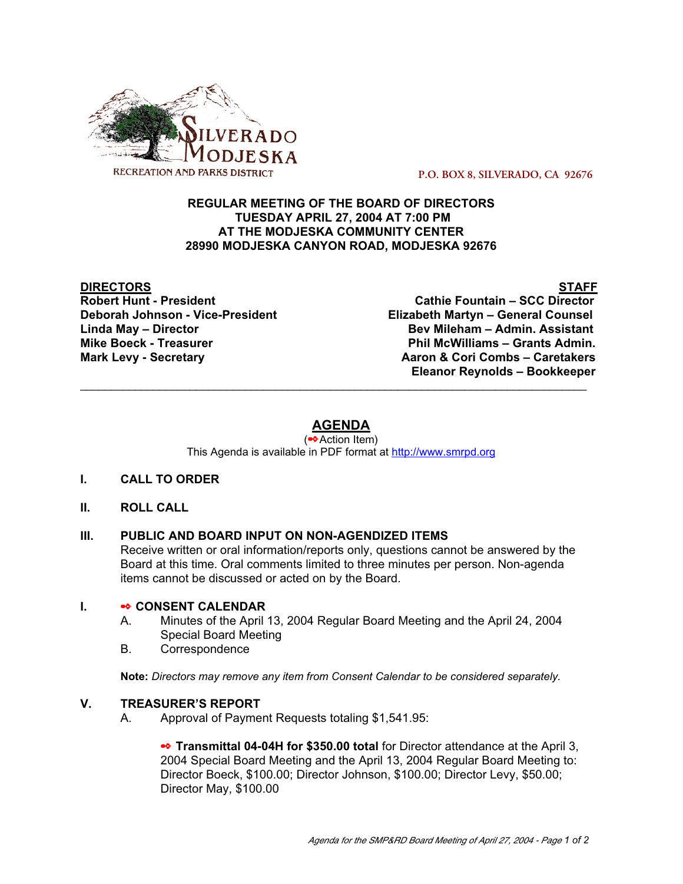SILVERADO MODJESKA
RECREATION AND PARKS DISTRICT

P.O. BOX 8, SILVERADO, CA 92676

**REGULAR MEETING OF THE BOARD OF DIRECTORS**
**TUESDAY APRIL 27, 2004 AT 7:00 PM**
**AT THE MODJESKA COMMUNITY CENTER**
**28990 MODJESKA CANYON ROAD, MODJESKA 92676**

| DIRECTORS | STAFF |
|---|---|
| **Robert Hunt - President** | **Cathie Fountain – SCC Director** |
| **Deborah Johnson - Vice-President** | **Elizabeth Martyn – General Counsel** |
| **Linda May – Director** | **Bev Mileham – Admin. Assistant** |
| **Mike Boeck - Treasurer** | **Phil McWilliams – Grants Admin.** |
| **Mark Levy - Secretary** | **Aaron & Cori Combs – Caretakers** |
| | **Eleanor Reynolds – Bookkeeper** |

---

# AGENDA

(➻Action Item)
This Agenda is available in PDF format at http://www.smrpd.org

**I. CALL TO ORDER**

**II. ROLL CALL**

**III. PUBLIC AND BOARD INPUT ON NON-AGENDIZED ITEMS**
Receive written or oral information/reports only, questions cannot be answered by the Board at this time. Oral comments limited to three minutes per person. Non-agenda items cannot be discussed or acted on by the Board.

**I. ➻ CONSENT CALENDAR**

A. Minutes of the April 13, 2004 Regular Board Meeting and the April 24, 2004 Special Board Meeting
B. Correspondence

**Note:** *Directors may remove any item from Consent Calendar to be considered separately.*

**V. TREASURER'S REPORT**

A. Approval of Payment Requests totaling $1,541.95:

➻ **Transmittal 04-04H for $350.00 total** for Director attendance at the April 3, 2004 Special Board Meeting and the April 13, 2004 Regular Board Meeting to: Director Boeck, $100.00; Director Johnson, $100.00; Director Levy, $50.00; Director May, $100.00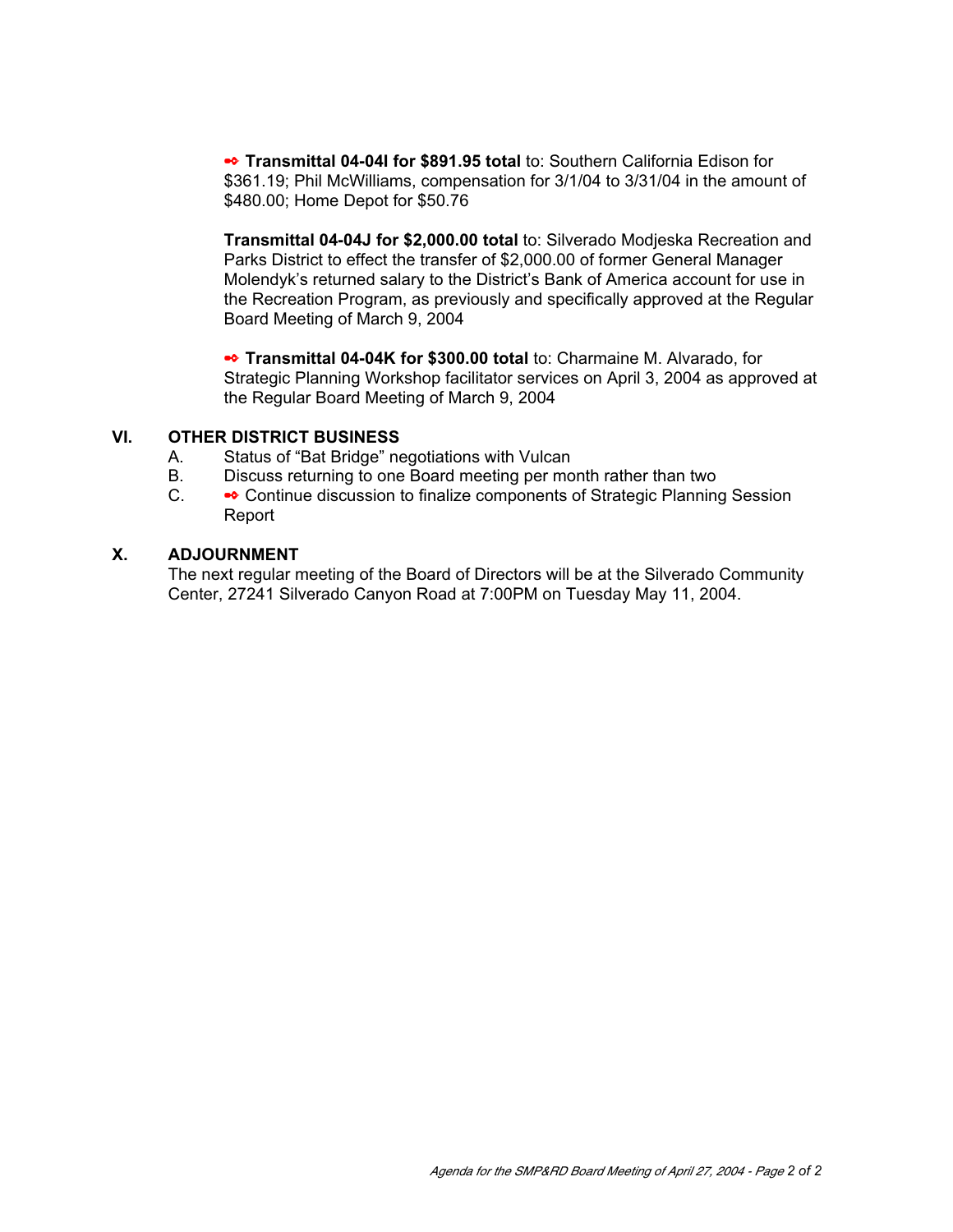➡ **Transmittal 04-04I for $891.95 total** to: Southern California Edison for $361.19; Phil McWilliams, compensation for 3/1/04 to 3/31/04 in the amount of $480.00; Home Depot for $50.76

**Transmittal 04-04J for $2,000.00 total** to: Silverado Modjeska Recreation and Parks District to effect the transfer of $2,000.00 of former General Manager Molendyk's returned salary to the District's Bank of America account for use in the Recreation Program, as previously and specifically approved at the Regular Board Meeting of March 9, 2004

➡ **Transmittal 04-04K for $300.00 total** to: Charmaine M. Alvarado, for Strategic Planning Workshop facilitator services on April 3, 2004 as approved at the Regular Board Meeting of March 9, 2004

## VI. OTHER DISTRICT BUSINESS

A. Status of "Bat Bridge" negotiations with Vulcan

B. Discuss returning to one Board meeting per month rather than two

C. ➡ Continue discussion to finalize components of Strategic Planning Session Report

## X. ADJOURNMENT

The next regular meeting of the Board of Directors will be at the Silverado Community Center, 27241 Silverado Canyon Road at 7:00PM on Tuesday May 11, 2004.